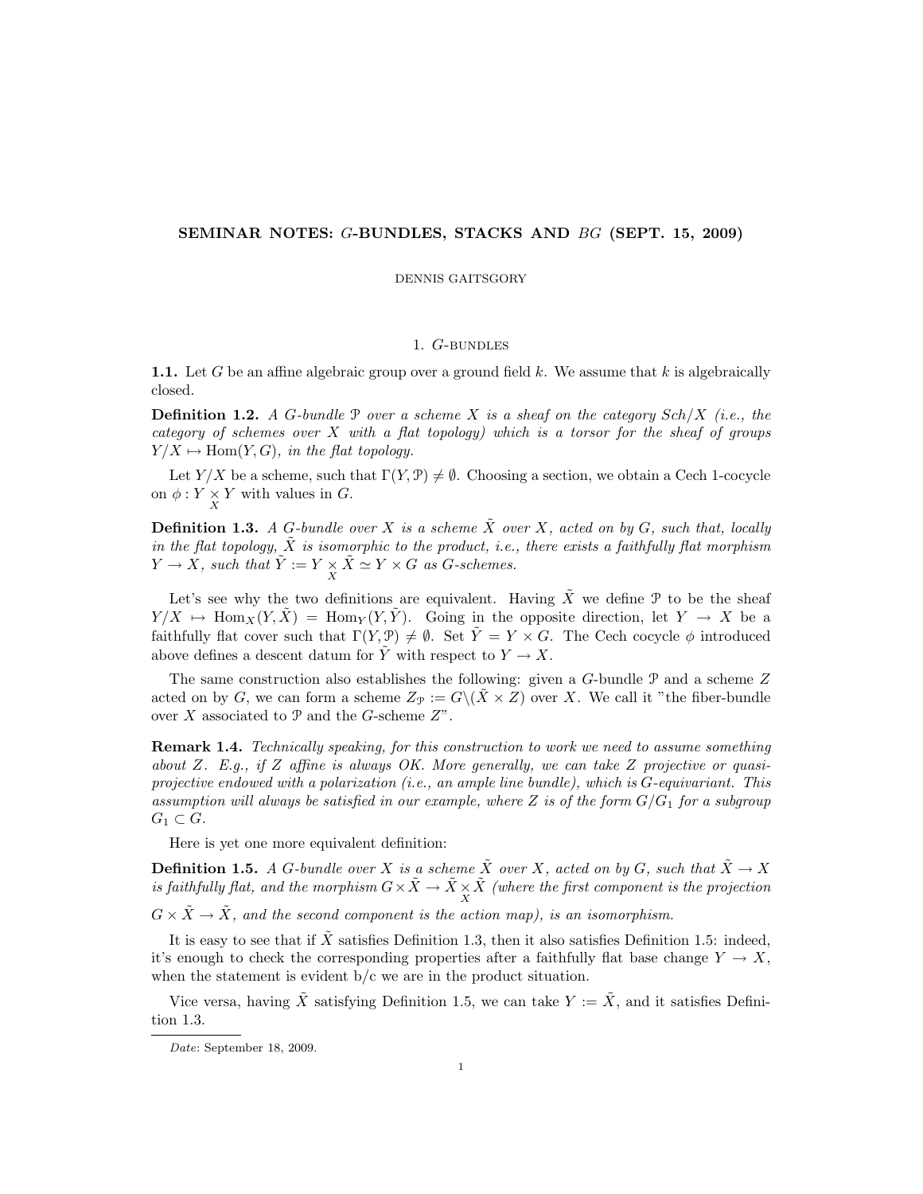# SEMINAR NOTES: $G$-BUNDLES, STACKS AND $BG$ (SEPT. 15, 2009)

DENNIS GAITSGORY

## 1. $G$-bundles

**1.1.** Let $G$ be an affine algebraic group over a ground field $k$. We assume that $k$ is algebraically closed.

**Definition 1.2.** *A $G$-bundle $\mathcal{P}$ over a scheme $X$ is a sheaf on the category $Sch/X$ (i.e., the category of schemes over $X$ with a flat topology) which is a torsor for the sheaf of groups $Y/X \mapsto \operatorname{Hom}(Y, G)$, in the flat topology.*

Let $Y/X$ be a scheme, such that $\Gamma(Y, \mathcal{P}) \neq \emptyset$. Choosing a section, we obtain a Cech 1-cocycle on $\phi : Y \underset{X}{\times} Y$ with values in $G$.

**Definition 1.3.** *A $G$-bundle over $X$ is a scheme $\tilde{X}$ over $X$, acted on by $G$, such that, locally in the flat topology, $\tilde{X}$ is isomorphic to the product, i.e., there exists a faithfully flat morphism $Y \to X$, such that $\tilde{Y} := Y \underset{X}{\times} \tilde{X} \simeq Y \times G$ as $G$-schemes.*

Let's see why the two definitions are equivalent. Having $\tilde{X}$ we define $\mathcal{P}$ to be the sheaf $Y/X \mapsto \operatorname{Hom}_X(Y, \tilde{X}) = \operatorname{Hom}_Y(Y, \tilde{Y})$. Going in the opposite direction, let $Y \to X$ be a faithfully flat cover such that $\Gamma(Y, \mathcal{P}) \neq \emptyset$. Set $\tilde{Y} = Y \times G$. The Cech cocycle $\phi$ introduced above defines a descent datum for $\tilde{Y}$ with respect to $Y \to X$.

The same construction also establishes the following: given a $G$-bundle $\mathcal{P}$ and a scheme $Z$ acted on by $G$, we can form a scheme $Z_{\mathcal{P}} := G \backslash (\tilde{X} \times Z)$ over $X$. We call it "the fiber-bundle over $X$ associated to $\mathcal{P}$ and the $G$-scheme $Z$".

**Remark 1.4.** *Technically speaking, for this construction to work we need to assume something about $Z$. E.g., if $Z$ affine is always OK. More generally, we can take $Z$ projective or quasi-projective endowed with a polarization (i.e., an ample line bundle), which is $G$-equivariant. This assumption will always be satisfied in our example, where $Z$ is of the form $G/G_1$ for a subgroup $G_1 \subset G$.*

Here is yet one more equivalent definition:

**Definition 1.5.** *A $G$-bundle over $X$ is a scheme $\tilde{X}$ over $X$, acted on by $G$, such that $\tilde{X} \to X$ is faithfully flat, and the morphism $G \times \tilde{X} \to \tilde{X} \underset{X}{\times} \tilde{X}$ (where the first component is the projection $G \times \tilde{X} \to \tilde{X}$, and the second component is the action map), is an isomorphism.*

It is easy to see that if $\tilde{X}$ satisfies Definition 1.3, then it also satisfies Definition 1.5: indeed, it's enough to check the corresponding properties after a faithfully flat base change $Y \to X$, when the statement is evident b/c we are in the product situation.

Vice versa, having $\tilde{X}$ satisfying Definition 1.5, we can take $Y := \tilde{X}$, and it satisfies Definition 1.3.

---

*Date*: September 18, 2009.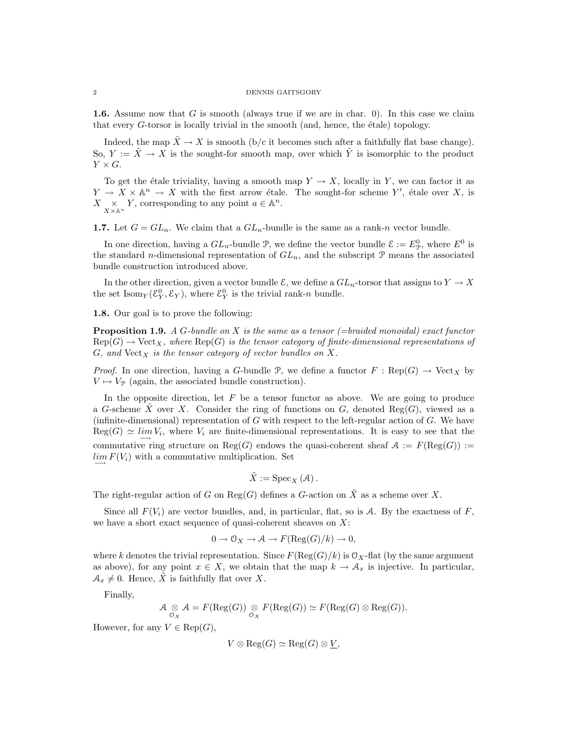**1.6.** Assume now that $G$ is smooth (always true if we are in char. 0). In this case we claim that every $G$-torsor is locally trivial in the smooth (and, hence, the étale) topology.

Indeed, the map $\tilde{X} \to X$ is smooth (b/c it becomes such after a faithfully flat base change). So, $Y := \tilde{X} \to X$ is the sought-for smooth map, over which $\tilde{Y}$ is isomorphic to the product $Y \times G$.

To get the étale triviality, having a smooth map $Y \to X$, locally in $Y$, we can factor it as $Y \to X \times \mathbb{A}^n \to X$ with the first arrow étale. The sought-for scheme $Y'$, étale over $X$, is $X \underset{X \times \mathbb{A}^n}{\times} Y$, corresponding to any point $a \in \mathbb{A}^n$.

**1.7.** Let $G = GL_n$. We claim that a $GL_n$-bundle is the same as a rank-$n$ vector bundle.

In one direction, having a $GL_n$-bundle $\mathcal{P}$, we define the vector bundle $\mathcal{E} := E^0_{\mathcal{P}}$, where $E^0$ is the standard $n$-dimensional representation of $GL_n$, and the subscript $\mathcal{P}$ means the associated bundle construction introduced above.

In the other direction, given a vector bundle $\mathcal{E}$, we define a $GL_n$-torsor that assigns to $Y \to X$ the set $\mathrm{Isom}_Y(\mathcal{E}^0_Y, \mathcal{E}_Y)$, where $\mathcal{E}^0_Y$ is the trivial rank-$n$ bundle.

**1.8.** Our goal is to prove the following:

**Proposition 1.9.** *A $G$-bundle on $X$ is the same as a tensor (=braided monoidal) exact functor $\mathrm{Rep}(G) \to \mathrm{Vect}_X$, where $\mathrm{Rep}(G)$ is the tensor category of finite-dimensional representations of $G$, and $\mathrm{Vect}_X$ is the tensor category of vector bundles on $X$.*

*Proof.* In one direction, having a $G$-bundle $\mathcal{P}$, we define a functor $F : \mathrm{Rep}(G) \to \mathrm{Vect}_X$ by $V \mapsto V_{\mathcal{P}}$ (again, the associated bundle construction).

In the opposite direction, let $F$ be a tensor functor as above. We are going to produce a $G$-scheme $\tilde{X}$ over $X$. Consider the ring of functions on $G$, denoted $\mathrm{Reg}(G)$, viewed as a (infinite-dimensional) representation of $G$ with respect to the left-regular action of $G$. We have $\mathrm{Reg}(G) \simeq \underset{\longrightarrow}{lim}\, V_i$, where $V_i$ are finite-dimensional representations. It is easy to see that the commutative ring structure on $\mathrm{Reg}(G)$ endows the quasi-coherent sheaf $\mathcal{A} := F(\mathrm{Reg}(G)) := \underset{\longrightarrow}{lim}\, F(V_i)$ with a commutative multiplication. Set

$$\tilde{X} := \mathrm{Spec}_X(\mathcal{A}).$$

The right-regular action of $G$ on $\mathrm{Reg}(G)$ defines a $G$-action on $\tilde{X}$ as a scheme over $X$.

Since all $F(V_i)$ are vector bundles, and, in particular, flat, so is $\mathcal{A}$. By the exactness of $F$, we have a short exact sequence of quasi-coherent sheaves on $X$:

$$0 \to \mathcal{O}_X \to \mathcal{A} \to F(\mathrm{Reg}(G)/k) \to 0,$$

where $k$ denotes the trivial representation. Since $F(\mathrm{Reg}(G)/k)$ is $\mathcal{O}_X$-flat (by the same argument as above), for any point $x \in X$, we obtain that the map $k \to \mathcal{A}_x$ is injective. In particular, $\mathcal{A}_x \neq 0$. Hence, $\tilde{X}$ is faithfully flat over $X$.

Finally,

$$\mathcal{A} \underset{\mathcal{O}_X}{\otimes} \mathcal{A} = F(\mathrm{Reg}(G)) \underset{\mathcal{O}_X}{\otimes} F(\mathrm{Reg}(G)) \simeq F(\mathrm{Reg}(G) \otimes \mathrm{Reg}(G)).$$

However, for any $V \in \mathrm{Rep}(G)$,

$$V \otimes \mathrm{Reg}(G) \simeq \mathrm{Reg}(G) \otimes \underline{V},$$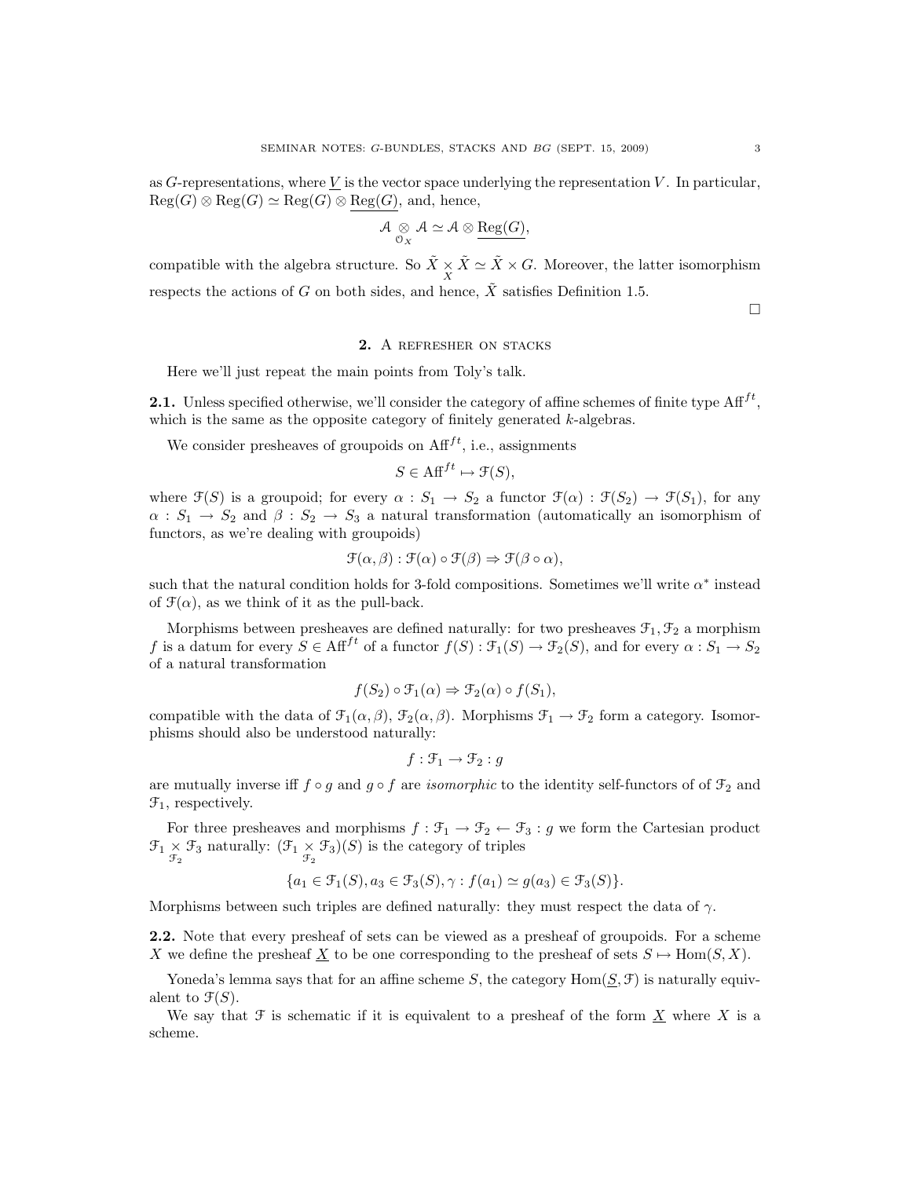as $G$-representations, where $\underline{V}$ is the vector space underlying the representation $V$. In particular, $\mathrm{Reg}(G) \otimes \mathrm{Reg}(G) \simeq \mathrm{Reg}(G) \otimes \underline{\mathrm{Reg}(G)}$, and, hence,

$$\mathcal{A} \underset{\mathcal{O}_X}{\otimes} \mathcal{A} \simeq \mathcal{A} \otimes \underline{\mathrm{Reg}(G)},$$

compatible with the algebra structure. So $\tilde{X} \underset{X}{\times} \tilde{X} \simeq \tilde{X} \times G$. Moreover, the latter isomorphism respects the actions of $G$ on both sides, and hence, $\tilde{X}$ satisfies Definition 1.5.

□

## 2. A refresher on stacks

Here we'll just repeat the main points from Toly's talk.

**2.1.** Unless specified otherwise, we'll consider the category of affine schemes of finite type $\mathrm{Aff}^{ft}$, which is the same as the opposite category of finitely generated $k$-algebras.

We consider presheaves of groupoids on $\mathrm{Aff}^{ft}$, i.e., assignments

$$S \in \mathrm{Aff}^{ft} \mapsto \mathcal{F}(S),$$

where $\mathcal{F}(S)$ is a groupoid; for every $\alpha : S_1 \to S_2$ a functor $\mathcal{F}(\alpha) : \mathcal{F}(S_2) \to \mathcal{F}(S_1)$, for any $\alpha : S_1 \to S_2$ and $\beta : S_2 \to S_3$ a natural transformation (automatically an isomorphism of functors, as we're dealing with groupoids)

$$\mathcal{F}(\alpha, \beta) : \mathcal{F}(\alpha) \circ \mathcal{F}(\beta) \Rightarrow \mathcal{F}(\beta \circ \alpha),$$

such that the natural condition holds for 3-fold compositions. Sometimes we'll write $\alpha^*$ instead of $\mathcal{F}(\alpha)$, as we think of it as the pull-back.

Morphisms between presheaves are defined naturally: for two presheaves $\mathcal{F}_1, \mathcal{F}_2$ a morphism $f$ is a datum for every $S \in \mathrm{Aff}^{ft}$ of a functor $f(S) : \mathcal{F}_1(S) \to \mathcal{F}_2(S)$, and for every $\alpha : S_1 \to S_2$ of a natural transformation

$$f(S_2) \circ \mathcal{F}_1(\alpha) \Rightarrow \mathcal{F}_2(\alpha) \circ f(S_1),$$

compatible with the data of $\mathcal{F}_1(\alpha, \beta)$, $\mathcal{F}_2(\alpha, \beta)$. Morphisms $\mathcal{F}_1 \to \mathcal{F}_2$ form a category. Isomorphisms should also be understood naturally:

$$f : \mathcal{F}_1 \to \mathcal{F}_2 : g$$

are mutually inverse iff $f \circ g$ and $g \circ f$ are *isomorphic* to the identity self-functors of of $\mathcal{F}_2$ and $\mathcal{F}_1$, respectively.

For three presheaves and morphisms $f : \mathcal{F}_1 \to \mathcal{F}_2 \leftarrow \mathcal{F}_3 : g$ we form the Cartesian product $\mathcal{F}_1 \underset{\mathcal{F}_2}{\times} \mathcal{F}_3$ naturally: $(\mathcal{F}_1 \underset{\mathcal{F}_2}{\times} \mathcal{F}_3)(S)$ is the category of triples

$$\{a_1 \in \mathcal{F}_1(S), a_3 \in \mathcal{F}_3(S), \gamma : f(a_1) \simeq g(a_3) \in \mathcal{F}_3(S)\}.$$

Morphisms between such triples are defined naturally: they must respect the data of $\gamma$.

**2.2.** Note that every presheaf of sets can be viewed as a presheaf of groupoids. For a scheme $X$ we define the presheaf $\underline{X}$ to be one corresponding to the presheaf of sets $S \mapsto \mathrm{Hom}(S, X)$.

Yoneda's lemma says that for an affine scheme $S$, the category $\mathrm{Hom}(\underline{S}, \mathcal{F})$ is naturally equivalent to $\mathcal{F}(S)$.

We say that $\mathcal{F}$ is schematic if it is equivalent to a presheaf of the form $\underline{X}$ where $X$ is a scheme.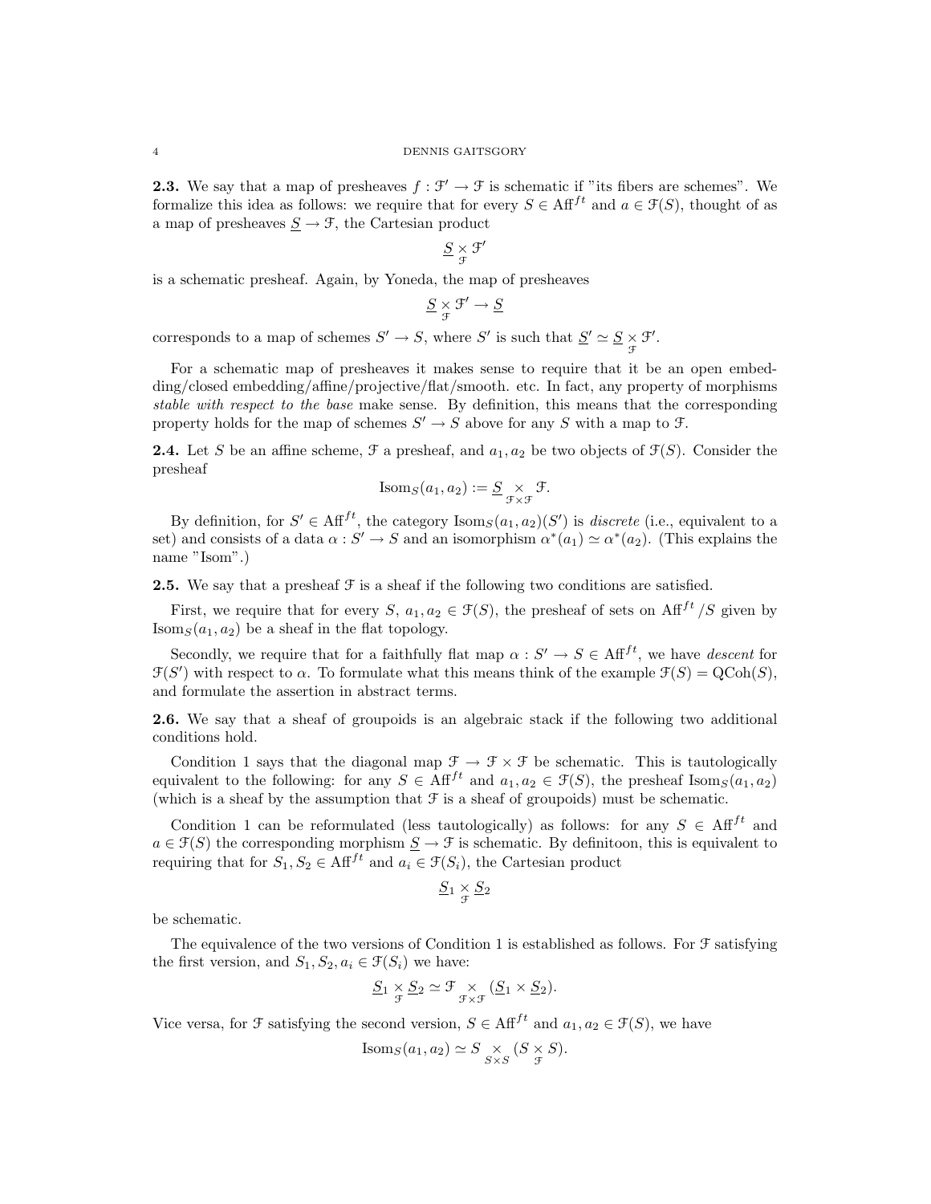**2.3.** We say that a map of presheaves $f : \mathcal{F}' \to \mathcal{F}$ is schematic if "its fibers are schemes". We formalize this idea as follows: we require that for every $S \in \mathrm{Aff}^{ft}$ and $a \in \mathcal{F}(S)$, thought of as a map of presheaves $\underline{S} \to \mathcal{F}$, the Cartesian product

$$\underline{S} \underset{\mathcal{F}}{\times} \mathcal{F}'$$

is a schematic presheaf. Again, by Yoneda, the map of presheaves

$$\underline{S} \underset{\mathcal{F}}{\times} \mathcal{F}' \to \underline{S}$$

corresponds to a map of schemes $S' \to S$, where $S'$ is such that $\underline{S'} \simeq \underline{S} \underset{\mathcal{F}}{\times} \mathcal{F}'$.

For a schematic map of presheaves it makes sense to require that it be an open embedding/closed embedding/affine/projective/flat/smooth. etc. In fact, any property of morphisms *stable with respect to the base* make sense. By definition, this means that the corresponding property holds for the map of schemes $S' \to S$ above for any $S$ with a map to $\mathcal{F}$.

**2.4.** Let $S$ be an affine scheme, $\mathcal{F}$ a presheaf, and $a_1, a_2$ be two objects of $\mathcal{F}(S)$. Consider the presheaf

$$\mathrm{Isom}_S(a_1, a_2) := \underline{S} \underset{\mathcal{F} \times \mathcal{F}}{\times} \mathcal{F}.$$

By definition, for $S' \in \mathrm{Aff}^{ft}$, the category $\mathrm{Isom}_S(a_1, a_2)(S')$ is *discrete* (i.e., equivalent to a set) and consists of a data $\alpha : S' \to S$ and an isomorphism $\alpha^*(a_1) \simeq \alpha^*(a_2)$. (This explains the name "Isom".)

**2.5.** We say that a presheaf $\mathcal{F}$ is a sheaf if the following two conditions are satisfied.

First, we require that for every $S$, $a_1, a_2 \in \mathcal{F}(S)$, the presheaf of sets on $\mathrm{Aff}^{ft}/S$ given by $\mathrm{Isom}_S(a_1, a_2)$ be a sheaf in the flat topology.

Secondly, we require that for a faithfully flat map $\alpha : S' \to S \in \mathrm{Aff}^{ft}$, we have *descent* for $\mathcal{F}(S')$ with respect to $\alpha$. To formulate what this means think of the example $\mathcal{F}(S) = \mathrm{QCoh}(S)$, and formulate the assertion in abstract terms.

**2.6.** We say that a sheaf of groupoids is an algebraic stack if the following two additional conditions hold.

Condition 1 says that the diagonal map $\mathcal{F} \to \mathcal{F} \times \mathcal{F}$ be schematic. This is tautologically equivalent to the following: for any $S \in \mathrm{Aff}^{ft}$ and $a_1, a_2 \in \mathcal{F}(S)$, the presheaf $\mathrm{Isom}_S(a_1, a_2)$ (which is a sheaf by the assumption that $\mathcal{F}$ is a sheaf of groupoids) must be schematic.

Condition 1 can be reformulated (less tautologically) as follows: for any $S \in \mathrm{Aff}^{ft}$ and $a \in \mathcal{F}(S)$ the corresponding morphism $\underline{S} \to \mathcal{F}$ is schematic. By definitoon, this is equivalent to requiring that for $S_1, S_2 \in \mathrm{Aff}^{ft}$ and $a_i \in \mathcal{F}(S_i)$, the Cartesian product

$$\underline{S}_1 \underset{\mathcal{F}}{\times} \underline{S}_2$$

be schematic.

The equivalence of the two versions of Condition 1 is established as follows. For $\mathcal{F}$ satisfying the first version, and $S_1, S_2, a_i \in \mathcal{F}(S_i)$ we have:

$$\underline{S}_1 \underset{\mathcal{F}}{\times} \underline{S}_2 \simeq \mathcal{F} \underset{\mathcal{F} \times \mathcal{F}}{\times} (\underline{S}_1 \times \underline{S}_2).$$

Vice versa, for $\mathcal{F}$ satisfying the second version, $S \in \mathrm{Aff}^{ft}$ and $a_1, a_2 \in \mathcal{F}(S)$, we have

$$\mathrm{Isom}_S(a_1, a_2) \simeq S \underset{S \times S}{\times} (S \underset{\mathcal{F}}{\times} S).$$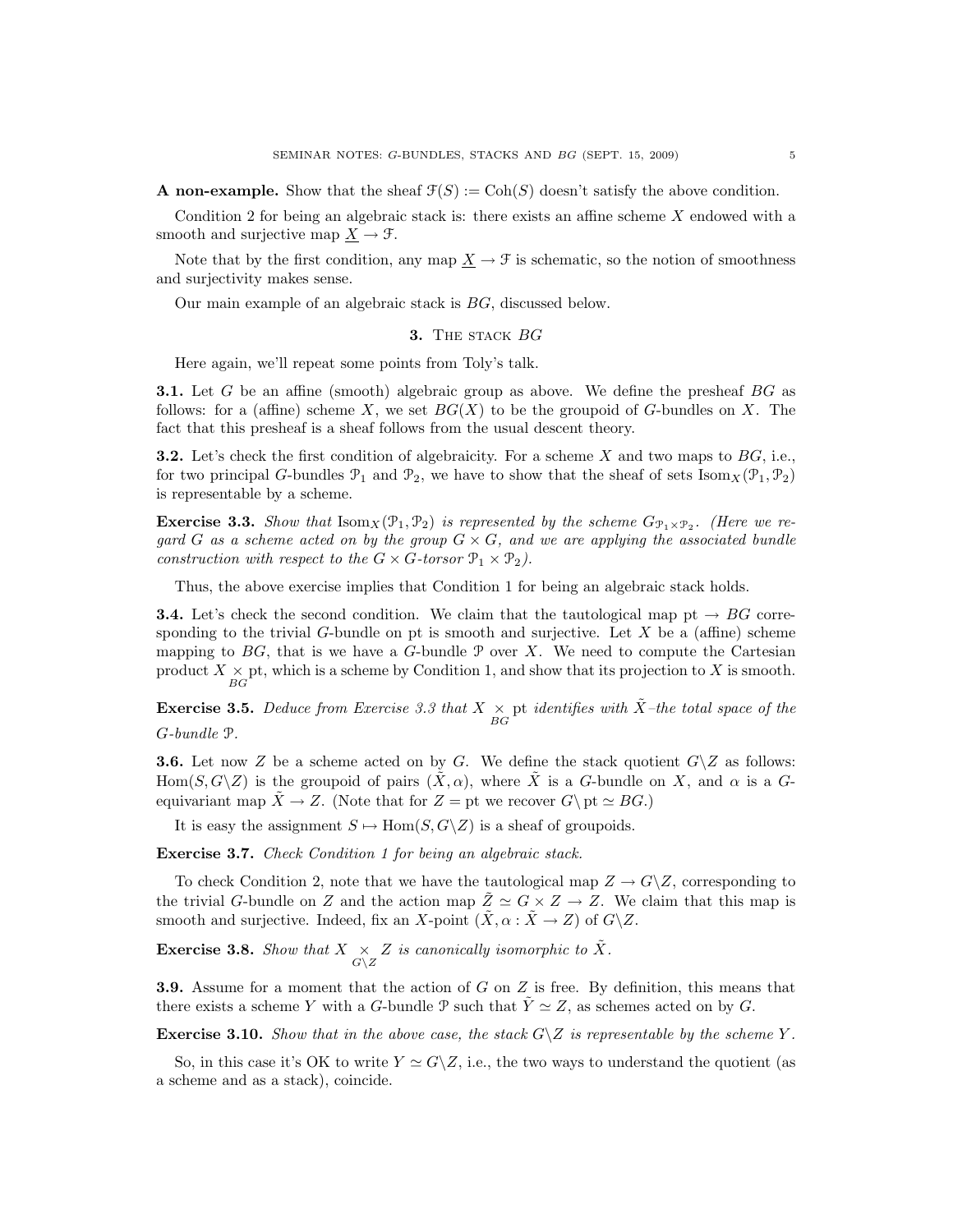**A non-example.** Show that the sheaf $\mathcal{F}(S) := \mathrm{Coh}(S)$ doesn't satisfy the above condition.

Condition 2 for being an algebraic stack is: there exists an affine scheme $X$ endowed with a smooth and surjective map $\underline{X} \to \mathcal{F}$.

Note that by the first condition, any map $\underline{X} \to \mathcal{F}$ is schematic, so the notion of smoothness and surjectivity makes sense.

Our main example of an algebraic stack is $BG$, discussed below.

## 3. The stack $BG$

Here again, we'll repeat some points from Toly's talk.

**3.1.** Let $G$ be an affine (smooth) algebraic group as above. We define the presheaf $BG$ as follows: for a (affine) scheme $X$, we set $BG(X)$ to be the groupoid of $G$-bundles on $X$. The fact that this presheaf is a sheaf follows from the usual descent theory.

**3.2.** Let's check the first condition of algebraicity. For a scheme $X$ and two maps to $BG$, i.e., for two principal $G$-bundles $\mathcal{P}_1$ and $\mathcal{P}_2$, we have to show that the sheaf of sets $\mathrm{Isom}_X(\mathcal{P}_1, \mathcal{P}_2)$ is representable by a scheme.

**Exercise 3.3.** *Show that $\mathrm{Isom}_X(\mathcal{P}_1, \mathcal{P}_2)$ is represented by the scheme $G_{\mathcal{P}_1 \times \mathcal{P}_2}$. (Here we regard $G$ as a scheme acted on by the group $G \times G$, and we are applying the associated bundle construction with respect to the $G \times G$-torsor $\mathcal{P}_1 \times \mathcal{P}_2$).*

Thus, the above exercise implies that Condition 1 for being an algebraic stack holds.

**3.4.** Let's check the second condition. We claim that the tautological map $\mathrm{pt} \to BG$ corresponding to the trivial $G$-bundle on pt is smooth and surjective. Let $X$ be a (affine) scheme mapping to $BG$, that is we have a $G$-bundle $\mathcal{P}$ over $X$. We need to compute the Cartesian product $X \underset{BG}{\times} \mathrm{pt}$, which is a scheme by Condition 1, and show that its projection to $X$ is smooth.

**Exercise 3.5.** *Deduce from Exercise 3.3 that $X \underset{BG}{\times} \mathrm{pt}$ identifies with $\tilde{X}$–the total space of the $G$-bundle $\mathcal{P}$.*

**3.6.** Let now $Z$ be a scheme acted on by $G$. We define the stack quotient $G\backslash Z$ as follows: $\mathrm{Hom}(S, G\backslash Z)$ is the groupoid of pairs $(\tilde{X}, \alpha)$, where $\tilde{X}$ is a $G$-bundle on $X$, and $\alpha$ is a $G$-equivariant map $\tilde{X} \to Z$. (Note that for $Z = \mathrm{pt}$ we recover $G\backslash \mathrm{pt} \simeq BG$.)

It is easy the assignment $S \mapsto \mathrm{Hom}(S, G\backslash Z)$ is a sheaf of groupoids.

**Exercise 3.7.** *Check Condition 1 for being an algebraic stack.*

To check Condition 2, note that we have the tautological map $Z \to G\backslash Z$, corresponding to the trivial $G$-bundle on $Z$ and the action map $\tilde{Z} \simeq G \times Z \to Z$. We claim that this map is smooth and surjective. Indeed, fix an $X$-point $(\tilde{X}, \alpha : \tilde{X} \to Z)$ of $G\backslash Z$.

**Exercise 3.8.** *Show that $X \underset{G\backslash Z}{\times} Z$ is canonically isomorphic to $\tilde{X}$.*

**3.9.** Assume for a moment that the action of $G$ on $Z$ is free. By definition, this means that there exists a scheme $Y$ with a $G$-bundle $\mathcal{P}$ such that $\tilde{Y} \simeq Z$, as schemes acted on by $G$.

**Exercise 3.10.** *Show that in the above case, the stack $G\backslash Z$ is representable by the scheme $Y$.*

So, in this case it's OK to write $Y \simeq G\backslash Z$, i.e., the two ways to understand the quotient (as a scheme and as a stack), coincide.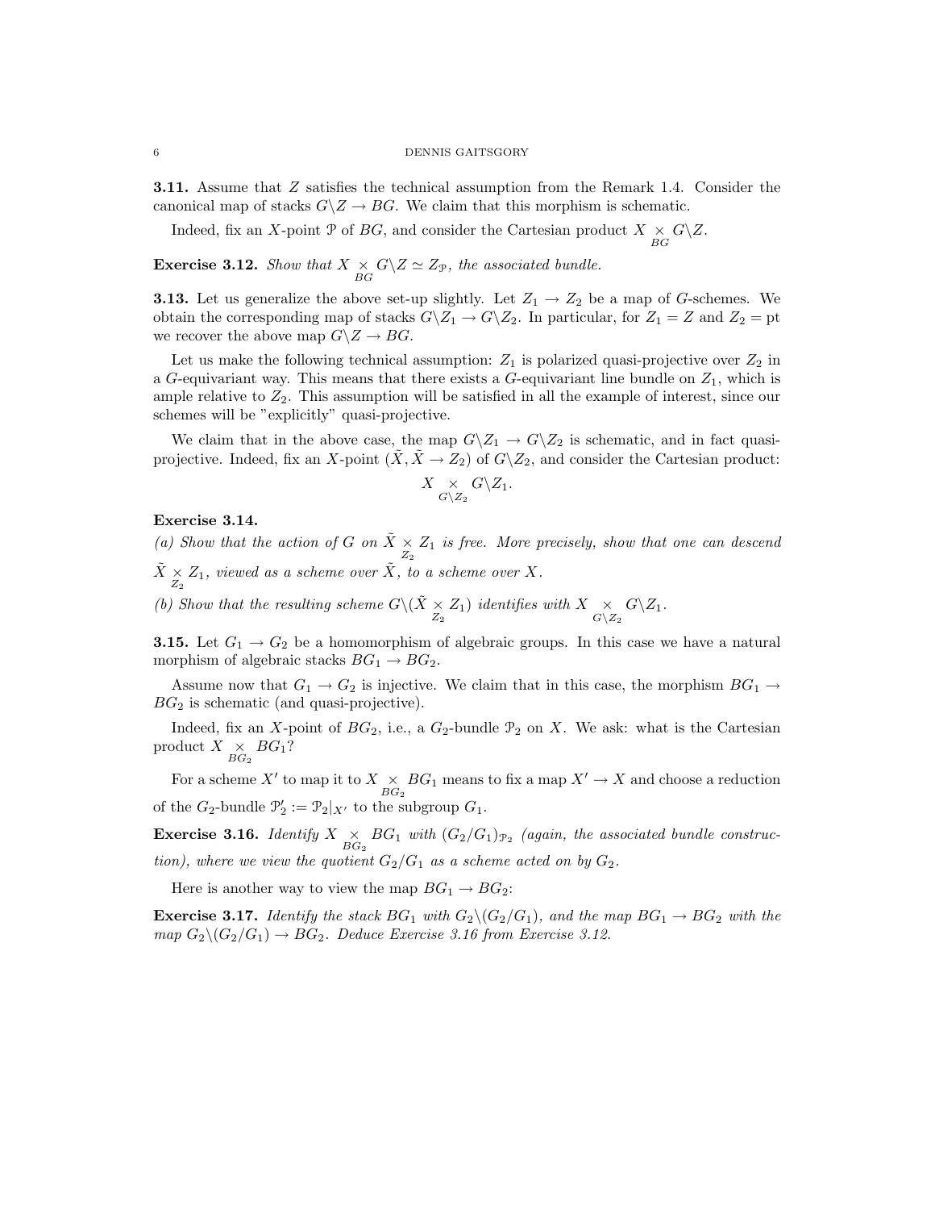**3.11.** Assume that $Z$ satisfies the technical assumption from the Remark 1.4. Consider the canonical map of stacks $G\backslash Z \to BG$. We claim that this morphism is schematic.

Indeed, fix an $X$-point $\mathcal{P}$ of $BG$, and consider the Cartesian product $X \underset{BG}{\times} G\backslash Z$.

**Exercise 3.12.** *Show that $X \underset{BG}{\times} G\backslash Z \simeq Z_{\mathcal{P}}$, the associated bundle.*

**3.13.** Let us generalize the above set-up slightly. Let $Z_1 \to Z_2$ be a map of $G$-schemes. We obtain the corresponding map of stacks $G\backslash Z_1 \to G\backslash Z_2$. In particular, for $Z_1 = Z$ and $Z_2 = \text{pt}$ we recover the above map $G\backslash Z \to BG$.

Let us make the following technical assumption: $Z_1$ is polarized quasi-projective over $Z_2$ in a $G$-equivariant way. This means that there exists a $G$-equivariant line bundle on $Z_1$, which is ample relative to $Z_2$. This assumption will be satisfied in all the example of interest, since our schemes will be "explicitly" quasi-projective.

We claim that in the above case, the map $G\backslash Z_1 \to G\backslash Z_2$ is schematic, and in fact quasi-projective. Indeed, fix an $X$-point $(\tilde{X}, \tilde{X} \to Z_2)$ of $G\backslash Z_2$, and consider the Cartesian product:

$$X \underset{G\backslash Z_2}{\times} G\backslash Z_1.$$

**Exercise 3.14.**

*(a) Show that the action of $G$ on $\tilde{X} \underset{Z_2}{\times} Z_1$ is free. More precisely, show that one can descend $\tilde{X} \underset{Z_2}{\times} Z_1$, viewed as a scheme over $\tilde{X}$, to a scheme over $X$.*

*(b) Show that the resulting scheme $G\backslash(\tilde{X} \underset{Z_2}{\times} Z_1)$ identifies with $X \underset{G\backslash Z_2}{\times} G\backslash Z_1$.*

**3.15.** Let $G_1 \to G_2$ be a homomorphism of algebraic groups. In this case we have a natural morphism of algebraic stacks $BG_1 \to BG_2$.

Assume now that $G_1 \to G_2$ is injective. We claim that in this case, the morphism $BG_1 \to BG_2$ is schematic (and quasi-projective).

Indeed, fix an $X$-point of $BG_2$, i.e., a $G_2$-bundle $\mathcal{P}_2$ on $X$. We ask: what is the Cartesian product $X \underset{BG_2}{\times} BG_1$?

For a scheme $X'$ to map it to $X \underset{BG_2}{\times} BG_1$ means to fix a map $X' \to X$ and choose a reduction of the $G_2$-bundle $\mathcal{P}'_2 := \mathcal{P}_2|_{X'}$ to the subgroup $G_1$.

**Exercise 3.16.** *Identify $X \underset{BG_2}{\times} BG_1$ with $(G_2/G_1)_{\mathcal{P}_2}$ (again, the associated bundle construction), where we view the quotient $G_2/G_1$ as a scheme acted on by $G_2$.*

Here is another way to view the map $BG_1 \to BG_2$:

**Exercise 3.17.** *Identify the stack $BG_1$ with $G_2\backslash(G_2/G_1)$, and the map $BG_1 \to BG_2$ with the map $G_2\backslash(G_2/G_1) \to BG_2$. Deduce Exercise 3.16 from Exercise 3.12.*